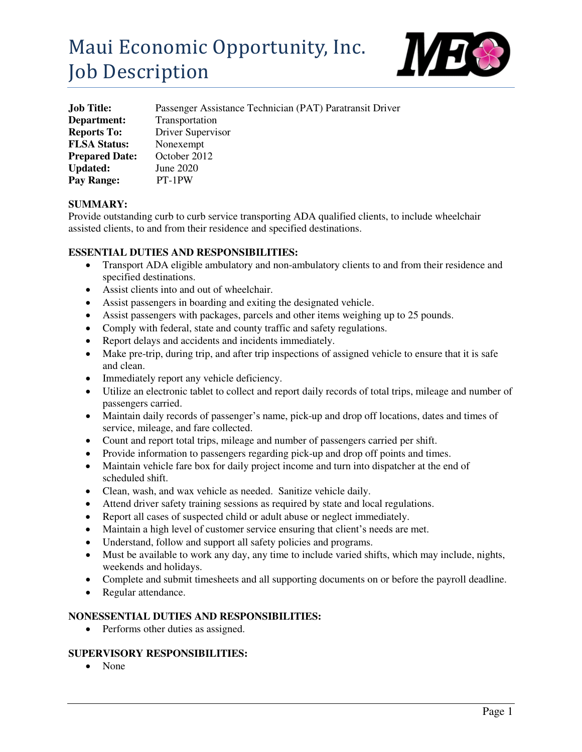# Maui Economic Opportunity, Inc.
# Job Description

**Job Title:** Passenger Assistance Technician (PAT) Paratransit Driver
**Department:** Transportation
**Reports To:** Driver Supervisor
**FLSA Status:** Nonexempt
**Prepared Date:** October 2012
**Updated:** June 2020
**Pay Range:** PT-1PW

**SUMMARY:**
Provide outstanding curb to curb service transporting ADA qualified clients, to include wheelchair assisted clients, to and from their residence and specified destinations.

**ESSENTIAL DUTIES AND RESPONSIBILITIES:**

- Transport ADA eligible ambulatory and non-ambulatory clients to and from their residence and specified destinations.
- Assist clients into and out of wheelchair.
- Assist passengers in boarding and exiting the designated vehicle.
- Assist passengers with packages, parcels and other items weighing up to 25 pounds.
- Comply with federal, state and county traffic and safety regulations.
- Report delays and accidents and incidents immediately.
- Make pre-trip, during trip, and after trip inspections of assigned vehicle to ensure that it is safe and clean.
- Immediately report any vehicle deficiency.
- Utilize an electronic tablet to collect and report daily records of total trips, mileage and number of passengers carried.
- Maintain daily records of passenger's name, pick-up and drop off locations, dates and times of service, mileage, and fare collected.
- Count and report total trips, mileage and number of passengers carried per shift.
- Provide information to passengers regarding pick-up and drop off points and times.
- Maintain vehicle fare box for daily project income and turn into dispatcher at the end of scheduled shift.
- Clean, wash, and wax vehicle as needed. Sanitize vehicle daily.
- Attend driver safety training sessions as required by state and local regulations.
- Report all cases of suspected child or adult abuse or neglect immediately.
- Maintain a high level of customer service ensuring that client's needs are met.
- Understand, follow and support all safety policies and programs.
- Must be available to work any day, any time to include varied shifts, which may include, nights, weekends and holidays.
- Complete and submit timesheets and all supporting documents on or before the payroll deadline.
- Regular attendance.

**NONESSENTIAL DUTIES AND RESPONSIBILITIES:**

- Performs other duties as assigned.

**SUPERVISORY RESPONSIBILITIES:**

- None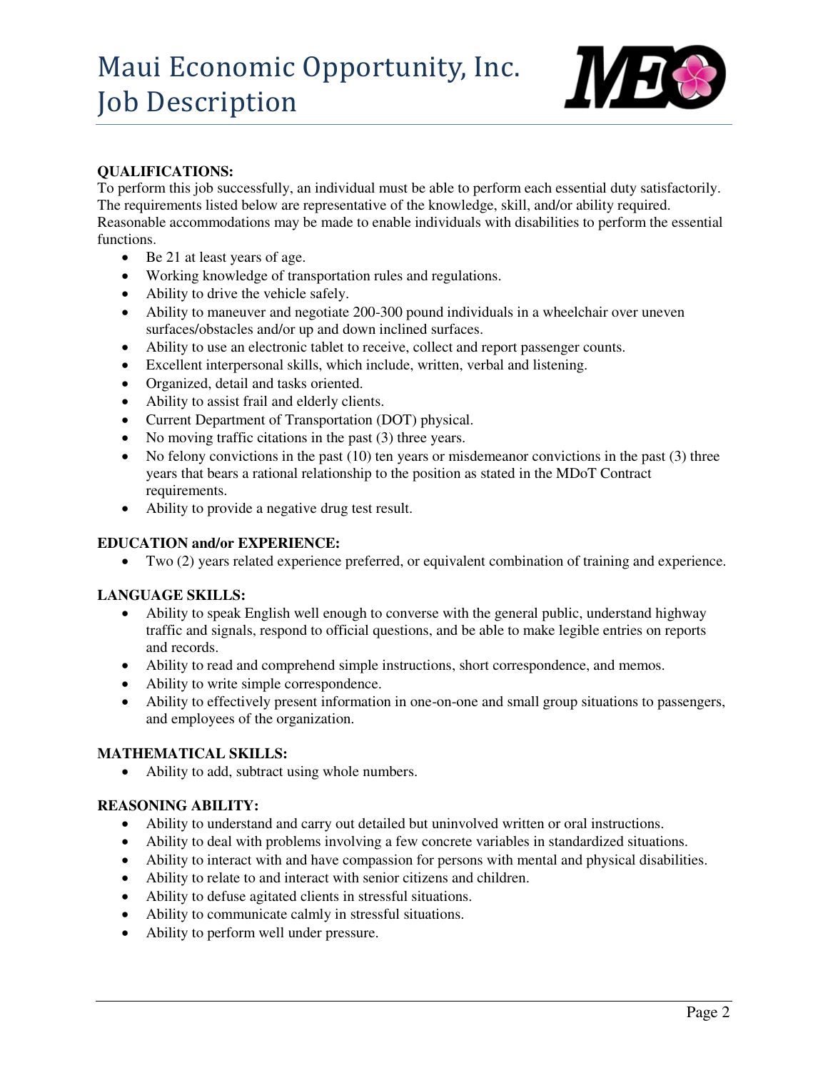**QUALIFICATIONS:**

To perform this job successfully, an individual must be able to perform each essential duty satisfactorily. The requirements listed below are representative of the knowledge, skill, and/or ability required. Reasonable accommodations may be made to enable individuals with disabilities to perform the essential functions.

- Be 21 at least years of age.
- Working knowledge of transportation rules and regulations.
- Ability to drive the vehicle safely.
- Ability to maneuver and negotiate 200-300 pound individuals in a wheelchair over uneven surfaces/obstacles and/or up and down inclined surfaces.
- Ability to use an electronic tablet to receive, collect and report passenger counts.
- Excellent interpersonal skills, which include, written, verbal and listening.
- Organized, detail and tasks oriented.
- Ability to assist frail and elderly clients.
- Current Department of Transportation (DOT) physical.
- No moving traffic citations in the past (3) three years.
- No felony convictions in the past (10) ten years or misdemeanor convictions in the past (3) three years that bears a rational relationship to the position as stated in the MDoT Contract requirements.
- Ability to provide a negative drug test result.

**EDUCATION and/or EXPERIENCE:**

- Two (2) years related experience preferred, or equivalent combination of training and experience.

**LANGUAGE SKILLS:**

- Ability to speak English well enough to converse with the general public, understand highway traffic and signals, respond to official questions, and be able to make legible entries on reports and records.
- Ability to read and comprehend simple instructions, short correspondence, and memos.
- Ability to write simple correspondence.
- Ability to effectively present information in one-on-one and small group situations to passengers, and employees of the organization.

**MATHEMATICAL SKILLS:**

- Ability to add, subtract using whole numbers.

**REASONING ABILITY:**

- Ability to understand and carry out detailed but uninvolved written or oral instructions.
- Ability to deal with problems involving a few concrete variables in standardized situations.
- Ability to interact with and have compassion for persons with mental and physical disabilities.
- Ability to relate to and interact with senior citizens and children.
- Ability to defuse agitated clients in stressful situations.
- Ability to communicate calmly in stressful situations.
- Ability to perform well under pressure.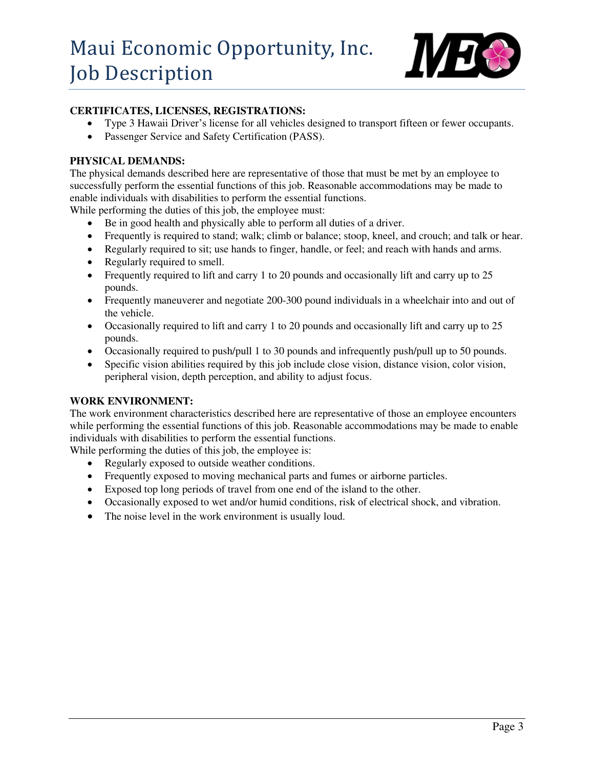**CERTIFICATES, LICENSES, REGISTRATIONS:**

- Type 3 Hawaii Driver's license for all vehicles designed to transport fifteen or fewer occupants.
- Passenger Service and Safety Certification (PASS).

**PHYSICAL DEMANDS:**

The physical demands described here are representative of those that must be met by an employee to successfully perform the essential functions of this job. Reasonable accommodations may be made to enable individuals with disabilities to perform the essential functions.

While performing the duties of this job, the employee must:

- Be in good health and physically able to perform all duties of a driver.
- Frequently is required to stand; walk; climb or balance; stoop, kneel, and crouch; and talk or hear.
- Regularly required to sit; use hands to finger, handle, or feel; and reach with hands and arms.
- Regularly required to smell.
- Frequently required to lift and carry 1 to 20 pounds and occasionally lift and carry up to 25 pounds.
- Frequently maneuverer and negotiate 200-300 pound individuals in a wheelchair into and out of the vehicle.
- Occasionally required to lift and carry 1 to 20 pounds and occasionally lift and carry up to 25 pounds.
- Occasionally required to push/pull 1 to 30 pounds and infrequently push/pull up to 50 pounds.
- Specific vision abilities required by this job include close vision, distance vision, color vision, peripheral vision, depth perception, and ability to adjust focus.

**WORK ENVIRONMENT:**

The work environment characteristics described here are representative of those an employee encounters while performing the essential functions of this job. Reasonable accommodations may be made to enable individuals with disabilities to perform the essential functions.

While performing the duties of this job, the employee is:

- Regularly exposed to outside weather conditions.
- Frequently exposed to moving mechanical parts and fumes or airborne particles.
- Exposed top long periods of travel from one end of the island to the other.
- Occasionally exposed to wet and/or humid conditions, risk of electrical shock, and vibration.
- The noise level in the work environment is usually loud.